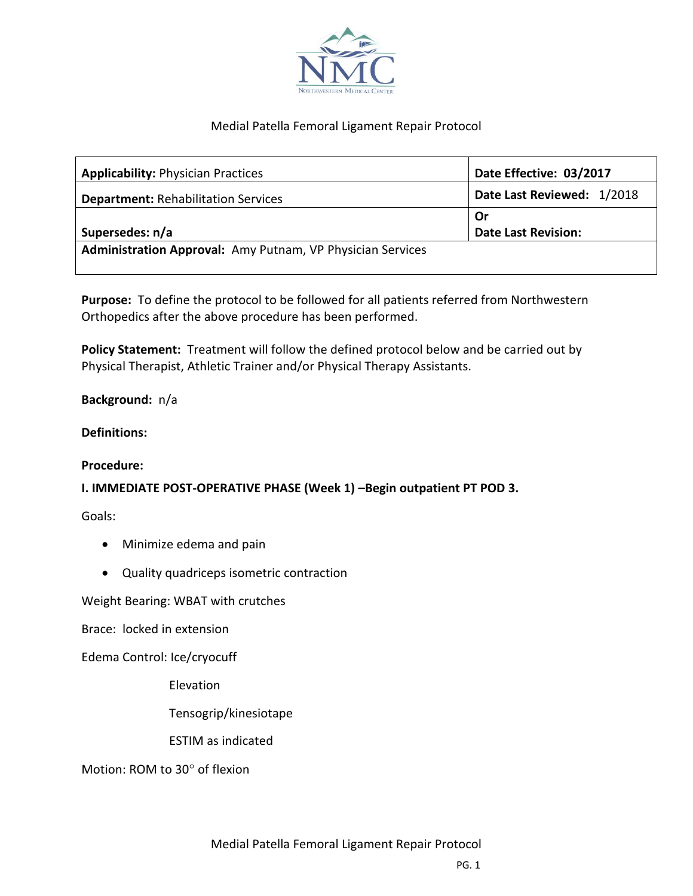# Medial Patella Femoral Ligament Repair Protocol

| **Applicability:** Physician Practices | **Date Effective: 03/2017** |
|---|---|
| **Department:** Rehabilitation Services | **Date Last Reviewed:** 1/2018 |
| **Supersedes: n/a** | **Or** **Date Last Revision:** |
| **Administration Approval:** Amy Putnam, VP Physician Services | |

**Purpose:** To define the protocol to be followed for all patients referred from Northwestern Orthopedics after the above procedure has been performed.

**Policy Statement:** Treatment will follow the defined protocol below and be carried out by Physical Therapist, Athletic Trainer and/or Physical Therapy Assistants.

**Background:** n/a

**Definitions:**

**Procedure:**

**I. IMMEDIATE POST-OPERATIVE PHASE (Week 1) –Begin outpatient PT POD 3.**

Goals:

- Minimize edema and pain
- Quality quadriceps isometric contraction

Weight Bearing: WBAT with crutches

Brace: locked in extension

Edema Control: Ice/cryocuff

Elevation

Tensogrip/kinesiotape

ESTIM as indicated

Motion: ROM to 30° of flexion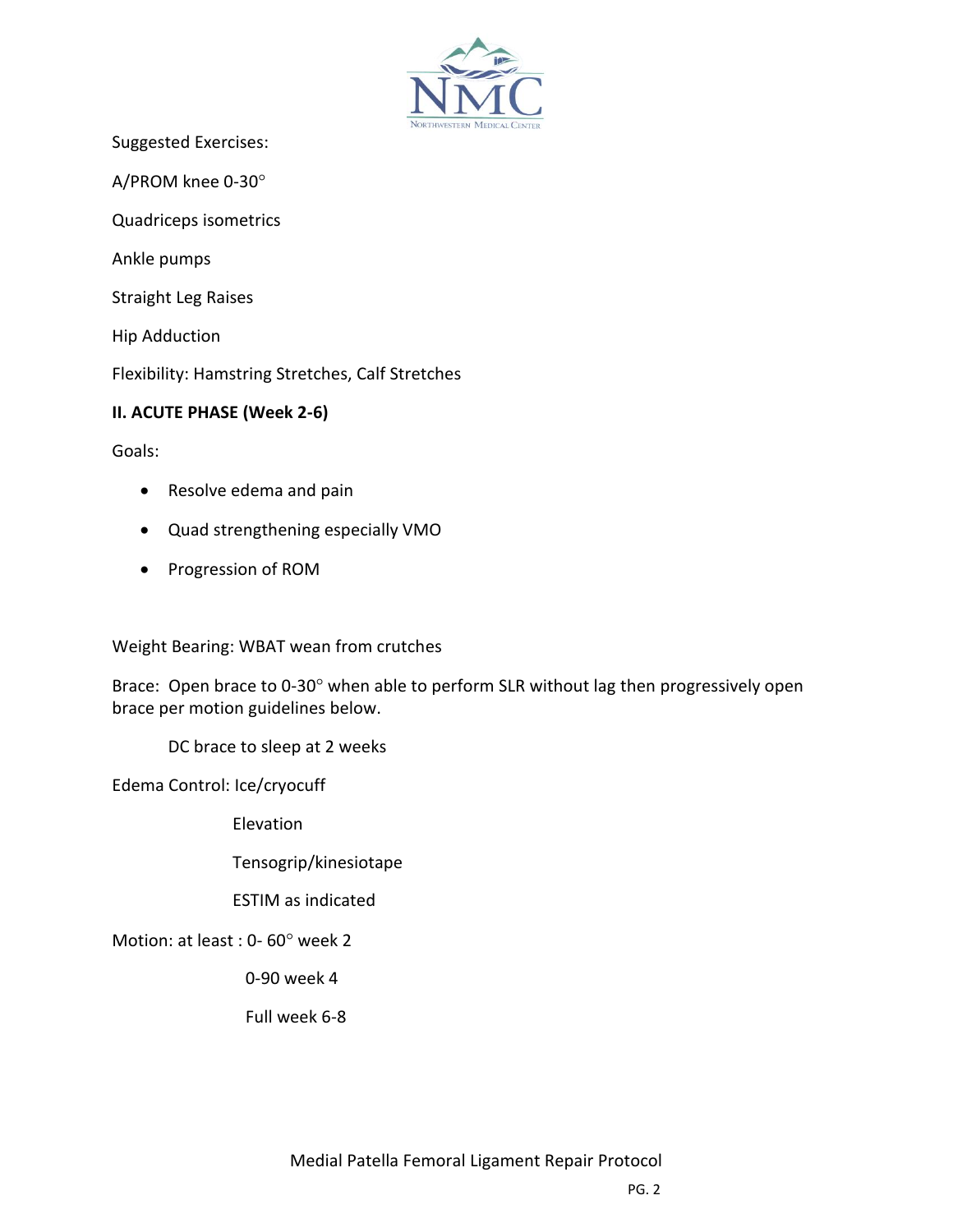Suggested Exercises:

A/PROM knee 0-30°

Quadriceps isometrics

Ankle pumps

Straight Leg Raises

Hip Adduction

Flexibility: Hamstring Stretches, Calf Stretches

**II. ACUTE PHASE (Week 2-6)**

Goals:

- Resolve edema and pain
- Quad strengthening especially VMO
- Progression of ROM

Weight Bearing: WBAT wean from crutches

Brace: Open brace to 0-30° when able to perform SLR without lag then progressively open brace per motion guidelines below.

DC brace to sleep at 2 weeks

Edema Control: Ice/cryocuff

Elevation

Tensogrip/kinesiotape

ESTIM as indicated

Motion: at least : 0- 60° week 2

0-90 week 4

Full week 6-8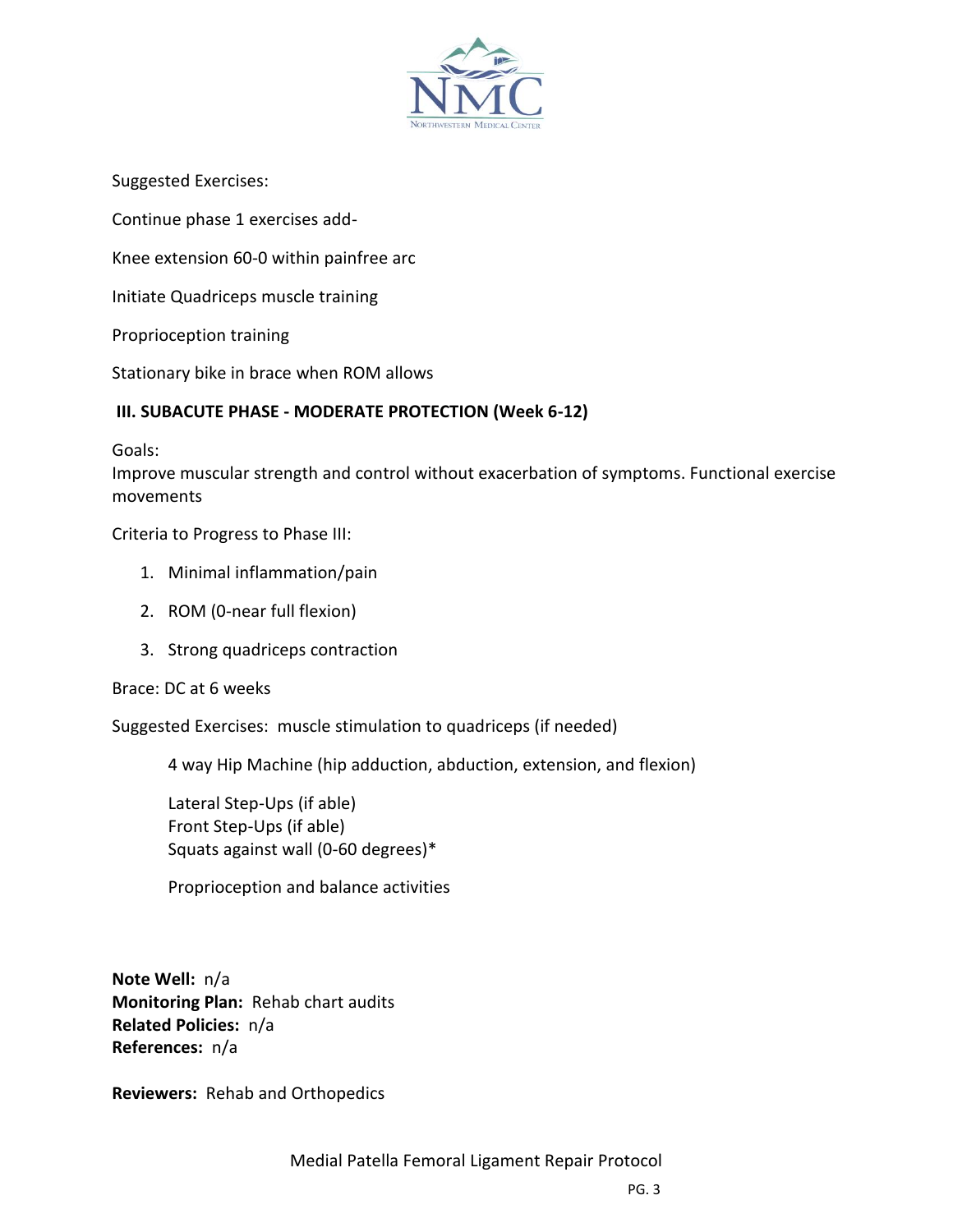Suggested Exercises:

Continue phase 1 exercises add-

Knee extension 60-0 within painfree arc

Initiate Quadriceps muscle training

Proprioception training

Stationary bike in brace when ROM allows

**III. SUBACUTE PHASE - MODERATE PROTECTION (Week 6-12)**

Goals:
Improve muscular strength and control without exacerbation of symptoms. Functional exercise movements

Criteria to Progress to Phase III:

1. Minimal inflammation/pain
2. ROM (0-near full flexion)
3. Strong quadriceps contraction

Brace: DC at 6 weeks

Suggested Exercises: muscle stimulation to quadriceps (if needed)

4 way Hip Machine (hip adduction, abduction, extension, and flexion)

Lateral Step-Ups (if able)
Front Step-Ups (if able)
Squats against wall (0-60 degrees)*

Proprioception and balance activities

**Note Well:** n/a
**Monitoring Plan:** Rehab chart audits
**Related Policies:** n/a
**References:** n/a

**Reviewers:** Rehab and Orthopedics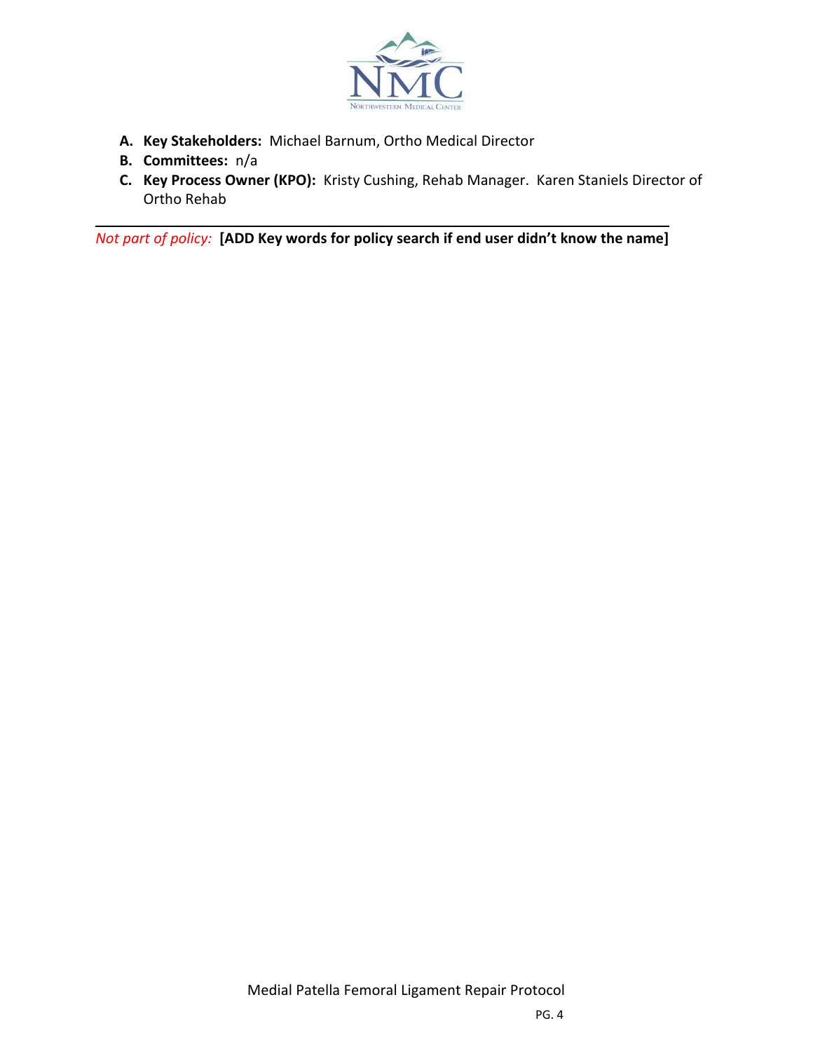A. **Key Stakeholders:** Michael Barnum, Ortho Medical Director
B. **Committees:** n/a
C. **Key Process Owner (KPO):** Kristy Cushing, Rehab Manager. Karen Staniels Director of Ortho Rehab

---

*Not part of policy:* **[ADD Key words for policy search if end user didn't know the name]**